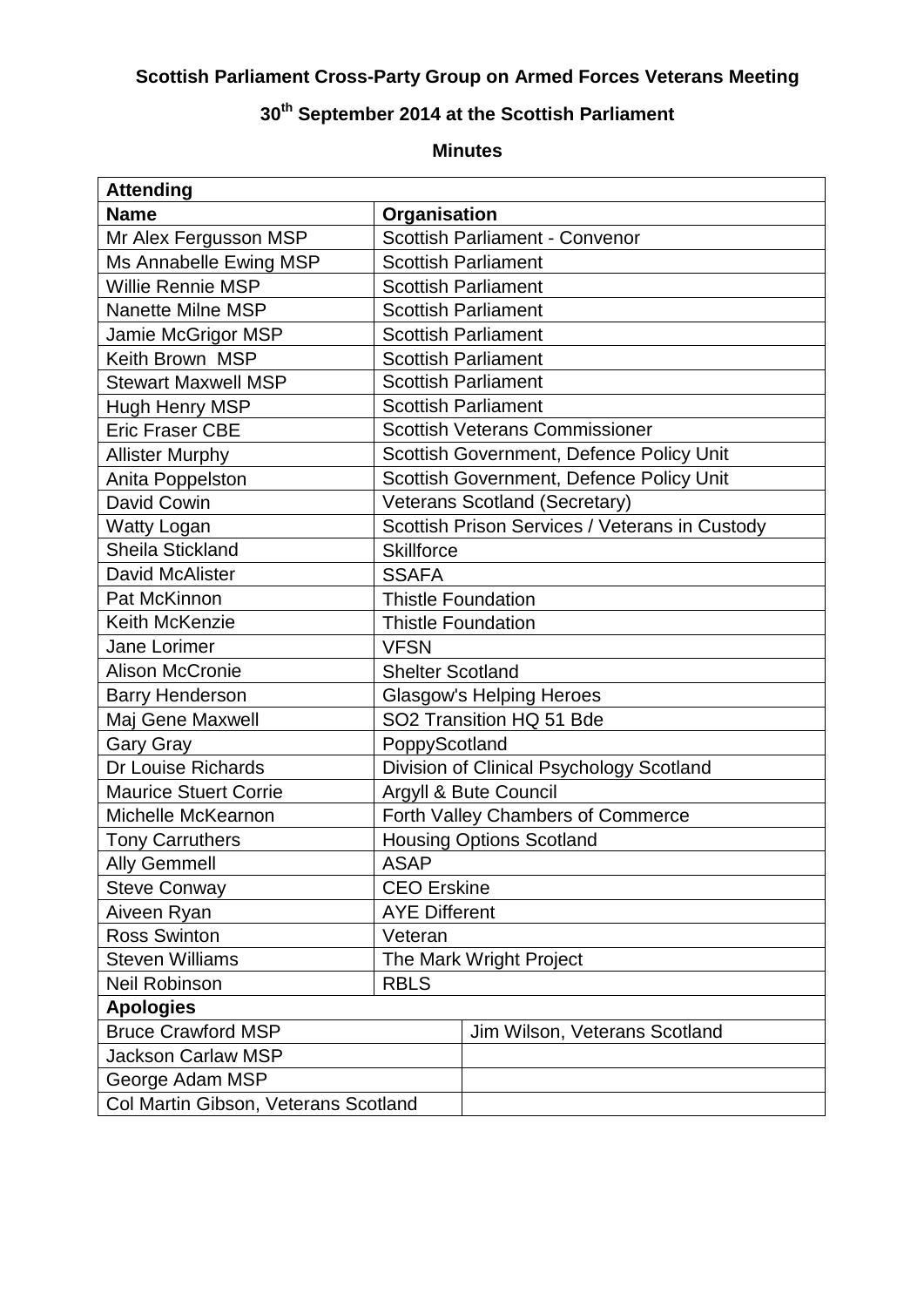**Scottish Parliament Cross-Party Group on Armed Forces Veterans Meeting**

**30th September 2014 at the Scottish Parliament**

**Minutes**

| **Attending** | |
|---|---|
| **Name** | **Organisation** |
| Mr Alex Fergusson MSP | Scottish Parliament - Convenor |
| Ms Annabelle Ewing MSP | Scottish Parliament |
| Willie Rennie MSP | Scottish Parliament |
| Nanette Milne MSP | Scottish Parliament |
| Jamie McGrigor MSP | Scottish Parliament |
| Keith Brown MSP | Scottish Parliament |
| Stewart Maxwell MSP | Scottish Parliament |
| Hugh Henry MSP | Scottish Parliament |
| Eric Fraser CBE | Scottish Veterans Commissioner |
| Allister Murphy | Scottish Government, Defence Policy Unit |
| Anita Poppelston | Scottish Government, Defence Policy Unit |
| David Cowin | Veterans Scotland (Secretary) |
| Watty Logan | Scottish Prison Services / Veterans in Custody |
| Sheila Stickland | Skillforce |
| David McAlister | SSAFA |
| Pat McKinnon | Thistle Foundation |
| Keith McKenzie | Thistle Foundation |
| Jane Lorimer | VFSN |
| Alison McCronie | Shelter Scotland |
| Barry Henderson | Glasgow's Helping Heroes |
| Maj Gene Maxwell | SO2 Transition HQ 51 Bde |
| Gary Gray | PoppyScotland |
| Dr Louise Richards | Division of Clinical Psychology Scotland |
| Maurice Stuert Corrie | Argyll & Bute Council |
| Michelle McKearnon | Forth Valley Chambers of Commerce |
| Tony Carruthers | Housing Options Scotland |
| Ally Gemmell | ASAP |
| Steve Conway | CEO Erskine |
| Aiveen Ryan | AYE Different |
| Ross Swinton | Veteran |
| Steven Williams | The Mark Wright Project |
| Neil Robinson | RBLS |

| **Apologies** | |
|---|---|
| Bruce Crawford MSP | Jim Wilson, Veterans Scotland |
| Jackson Carlaw MSP | |
| George Adam MSP | |
| Col Martin Gibson, Veterans Scotland | |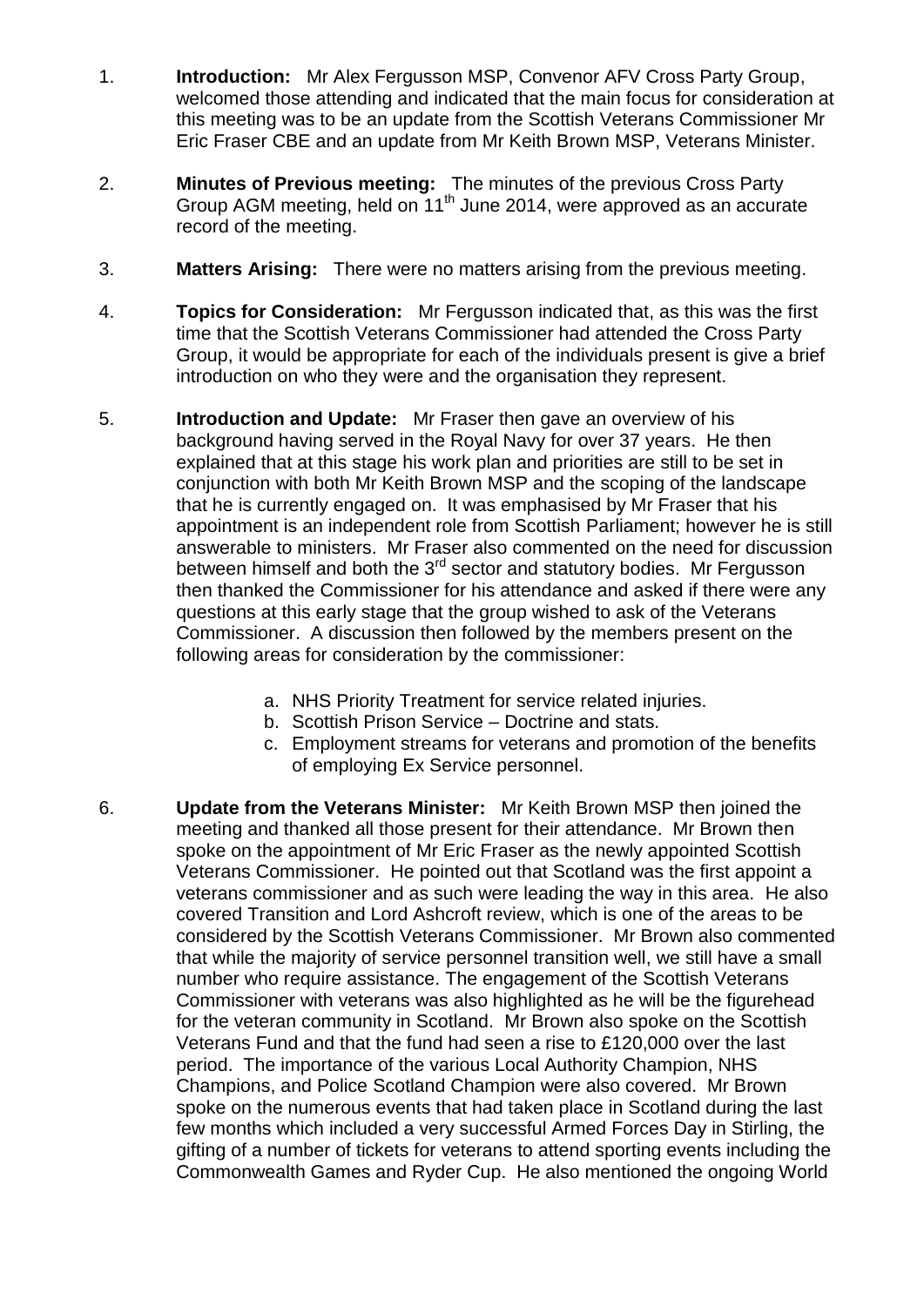1. **Introduction:** Mr Alex Fergusson MSP, Convenor AFV Cross Party Group, welcomed those attending and indicated that the main focus for consideration at this meeting was to be an update from the Scottish Veterans Commissioner Mr Eric Fraser CBE and an update from Mr Keith Brown MSP, Veterans Minister.

2. **Minutes of Previous meeting:** The minutes of the previous Cross Party Group AGM meeting, held on 11th June 2014, were approved as an accurate record of the meeting.

3. **Matters Arising:** There were no matters arising from the previous meeting.

4. **Topics for Consideration:** Mr Fergusson indicated that, as this was the first time that the Scottish Veterans Commissioner had attended the Cross Party Group, it would be appropriate for each of the individuals present is give a brief introduction on who they were and the organisation they represent.

5. **Introduction and Update:** Mr Fraser then gave an overview of his background having served in the Royal Navy for over 37 years. He then explained that at this stage his work plan and priorities are still to be set in conjunction with both Mr Keith Brown MSP and the scoping of the landscape that he is currently engaged on. It was emphasised by Mr Fraser that his appointment is an independent role from Scottish Parliament; however he is still answerable to ministers. Mr Fraser also commented on the need for discussion between himself and both the 3rd sector and statutory bodies. Mr Fergusson then thanked the Commissioner for his attendance and asked if there were any questions at this early stage that the group wished to ask of the Veterans Commissioner. A discussion then followed by the members present on the following areas for consideration by the commissioner:

   a. NHS Priority Treatment for service related injuries.
   b. Scottish Prison Service – Doctrine and stats.
   c. Employment streams for veterans and promotion of the benefits of employing Ex Service personnel.

6. **Update from the Veterans Minister:** Mr Keith Brown MSP then joined the meeting and thanked all those present for their attendance. Mr Brown then spoke on the appointment of Mr Eric Fraser as the newly appointed Scottish Veterans Commissioner. He pointed out that Scotland was the first appoint a veterans commissioner and as such were leading the way in this area. He also covered Transition and Lord Ashcroft review, which is one of the areas to be considered by the Scottish Veterans Commissioner. Mr Brown also commented that while the majority of service personnel transition well, we still have a small number who require assistance. The engagement of the Scottish Veterans Commissioner with veterans was also highlighted as he will be the figurehead for the veteran community in Scotland. Mr Brown also spoke on the Scottish Veterans Fund and that the fund had seen a rise to £120,000 over the last period. The importance of the various Local Authority Champion, NHS Champions, and Police Scotland Champion were also covered. Mr Brown spoke on the numerous events that had taken place in Scotland during the last few months which included a very successful Armed Forces Day in Stirling, the gifting of a number of tickets for veterans to attend sporting events including the Commonwealth Games and Ryder Cup. He also mentioned the ongoing World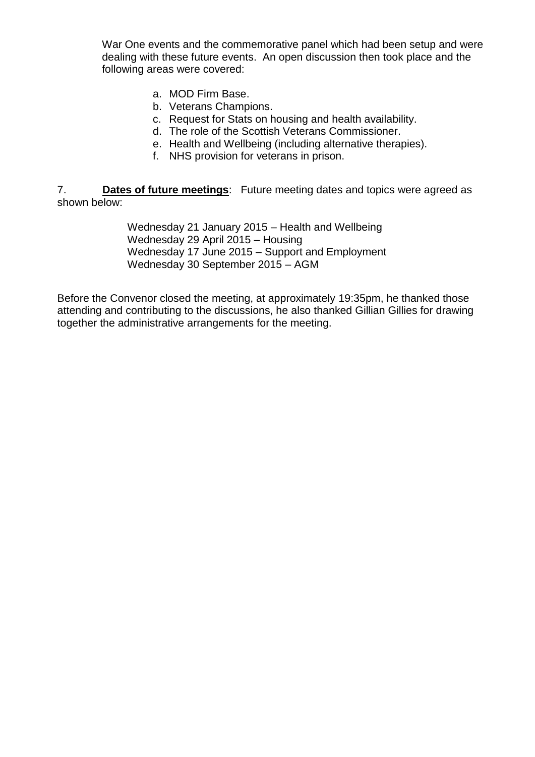War One events and the commemorative panel which had been setup and were dealing with these future events. An open discussion then took place and the following areas were covered:

a. MOD Firm Base.
b. Veterans Champions.
c. Request for Stats on housing and health availability.
d. The role of the Scottish Veterans Commissioner.
e. Health and Wellbeing (including alternative therapies).
f. NHS provision for veterans in prison.

7. **Dates of future meetings**: Future meeting dates and topics were agreed as shown below:

Wednesday 21 January 2015 – Health and Wellbeing
Wednesday 29 April 2015 – Housing
Wednesday 17 June 2015 – Support and Employment
Wednesday 30 September 2015 – AGM

Before the Convenor closed the meeting, at approximately 19:35pm, he thanked those attending and contributing to the discussions, he also thanked Gillian Gillies for drawing together the administrative arrangements for the meeting.